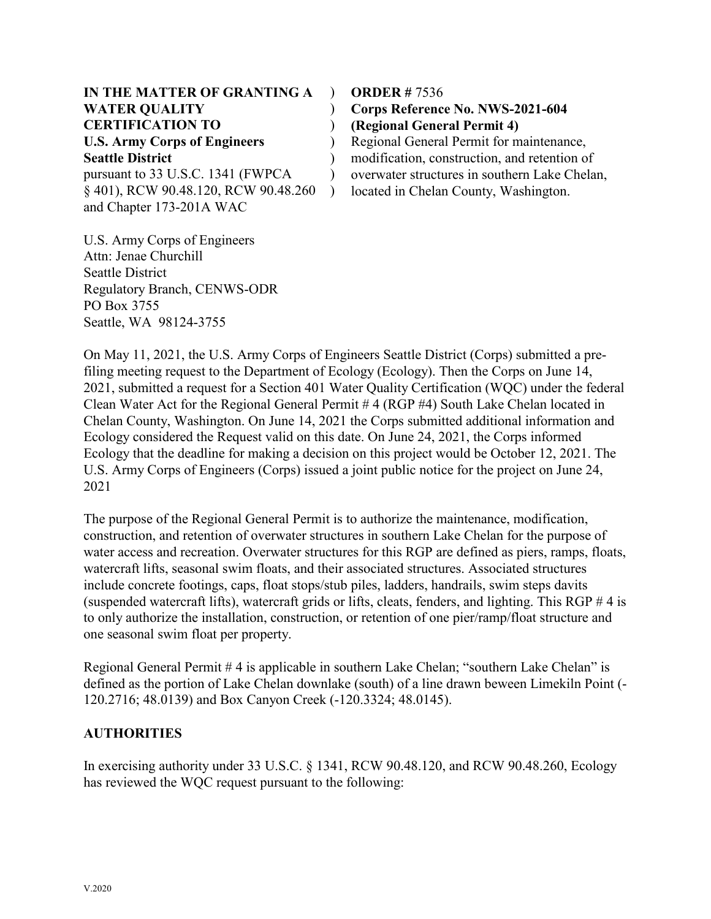**IN THE MATTER OF GRANTING A WATER QUALITY CERTIFICATION TO**
**U.S. Army Corps of Engineers Seattle District**
pursuant to 33 U.S.C. 1341 (FWPCA § 401), RCW 90.48.120, RCW 90.48.260 and Chapter 173-201A WAC

**ORDER #** 7536
**Corps Reference No. NWS-2021-604**
**(Regional General Permit 4)**
Regional General Permit for maintenance, modification, construction, and retention of overwater structures in southern Lake Chelan, located in Chelan County, Washington.

U.S. Army Corps of Engineers
Attn: Jenae Churchill
Seattle District
Regulatory Branch, CENWS-ODR
PO Box 3755
Seattle, WA 98124-3755

On May 11, 2021, the U.S. Army Corps of Engineers Seattle District (Corps) submitted a pre-filing meeting request to the Department of Ecology (Ecology). Then the Corps on June 14, 2021, submitted a request for a Section 401 Water Quality Certification (WQC) under the federal Clean Water Act for the Regional General Permit # 4 (RGP #4) South Lake Chelan located in Chelan County, Washington. On June 14, 2021 the Corps submitted additional information and Ecology considered the Request valid on this date. On June 24, 2021, the Corps informed Ecology that the deadline for making a decision on this project would be October 12, 2021. The U.S. Army Corps of Engineers (Corps) issued a joint public notice for the project on June 24, 2021

The purpose of the Regional General Permit is to authorize the maintenance, modification, construction, and retention of overwater structures in southern Lake Chelan for the purpose of water access and recreation. Overwater structures for this RGP are defined as piers, ramps, floats, watercraft lifts, seasonal swim floats, and their associated structures. Associated structures include concrete footings, caps, float stops/stub piles, ladders, handrails, swim steps davits (suspended watercraft lifts), watercraft grids or lifts, cleats, fenders, and lighting. This RGP # 4 is to only authorize the installation, construction, or retention of one pier/ramp/float structure and one seasonal swim float per property.

Regional General Permit # 4 is applicable in southern Lake Chelan; "southern Lake Chelan" is defined as the portion of Lake Chelan downlake (south) of a line drawn beween Limekiln Point (-120.2716; 48.0139) and Box Canyon Creek (-120.3324; 48.0145).

## AUTHORITIES

In exercising authority under 33 U.S.C. § 1341, RCW 90.48.120, and RCW 90.48.260, Ecology has reviewed the WQC request pursuant to the following: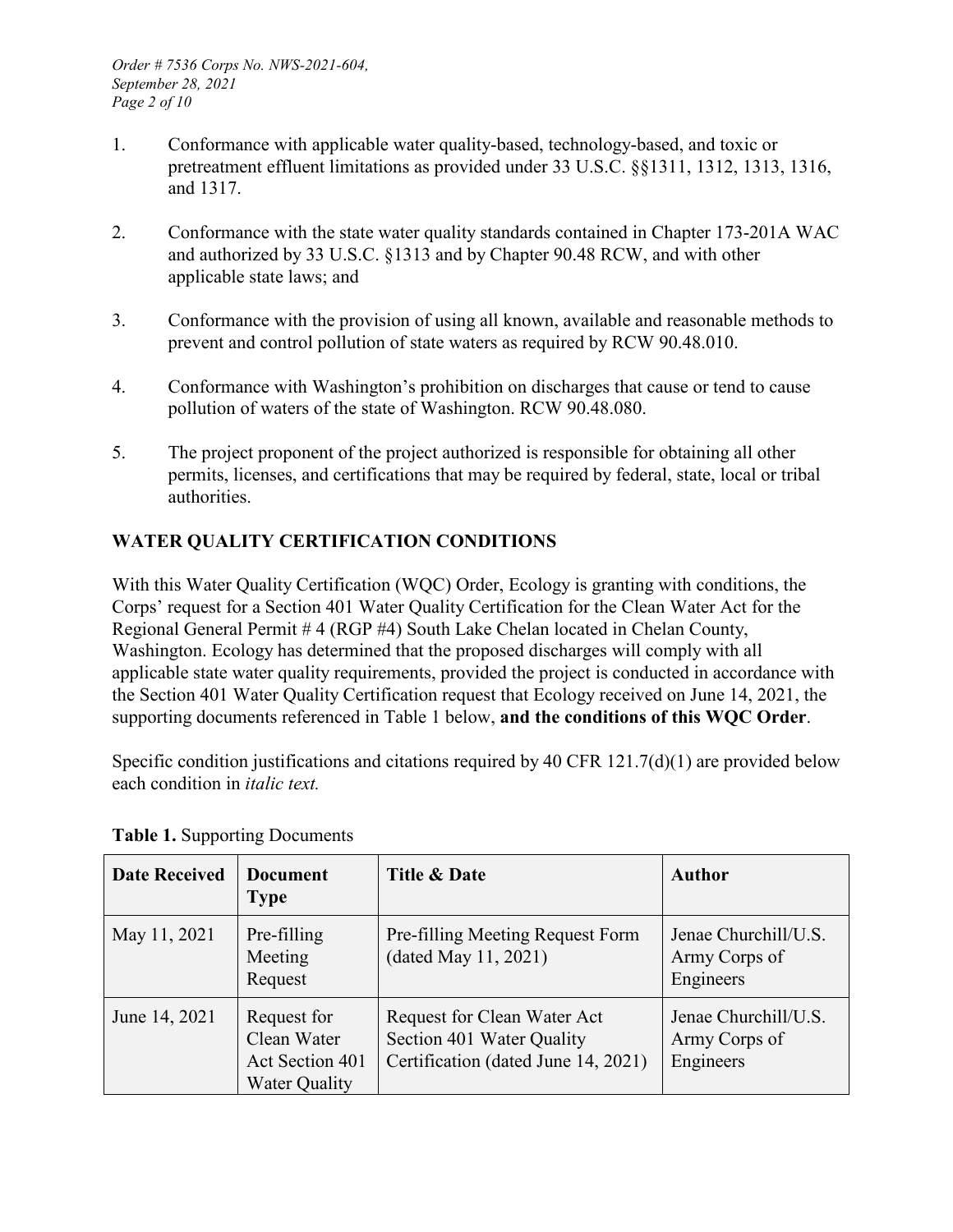1. Conformance with applicable water quality-based, technology-based, and toxic or pretreatment effluent limitations as provided under 33 U.S.C. §§1311, 1312, 1313, 1316, and 1317.

2. Conformance with the state water quality standards contained in Chapter 173-201A WAC and authorized by 33 U.S.C. §1313 and by Chapter 90.48 RCW, and with other applicable state laws; and

3. Conformance with the provision of using all known, available and reasonable methods to prevent and control pollution of state waters as required by RCW 90.48.010.

4. Conformance with Washington's prohibition on discharges that cause or tend to cause pollution of waters of the state of Washington. RCW 90.48.080.

5. The project proponent of the project authorized is responsible for obtaining all other permits, licenses, and certifications that may be required by federal, state, local or tribal authorities.

## WATER QUALITY CERTIFICATION CONDITIONS

With this Water Quality Certification (WQC) Order, Ecology is granting with conditions, the Corps' request for a Section 401 Water Quality Certification for the Clean Water Act for the Regional General Permit # 4 (RGP #4) South Lake Chelan located in Chelan County, Washington. Ecology has determined that the proposed discharges will comply with all applicable state water quality requirements, provided the project is conducted in accordance with the Section 401 Water Quality Certification request that Ecology received on June 14, 2021, the supporting documents referenced in Table 1 below, **and the conditions of this WQC Order**.

Specific condition justifications and citations required by 40 CFR 121.7(d)(1) are provided below each condition in *italic text.*

**Table 1.** Supporting Documents

| Date Received | Document Type | Title & Date | Author |
|---|---|---|---|
| May 11, 2021 | Pre-filling Meeting Request | Pre-filling Meeting Request Form (dated May 11, 2021) | Jenae Churchill/U.S. Army Corps of Engineers |
| June 14, 2021 | Request for Clean Water Act Section 401 Water Quality | Request for Clean Water Act Section 401 Water Quality Certification (dated June 14, 2021) | Jenae Churchill/U.S. Army Corps of Engineers |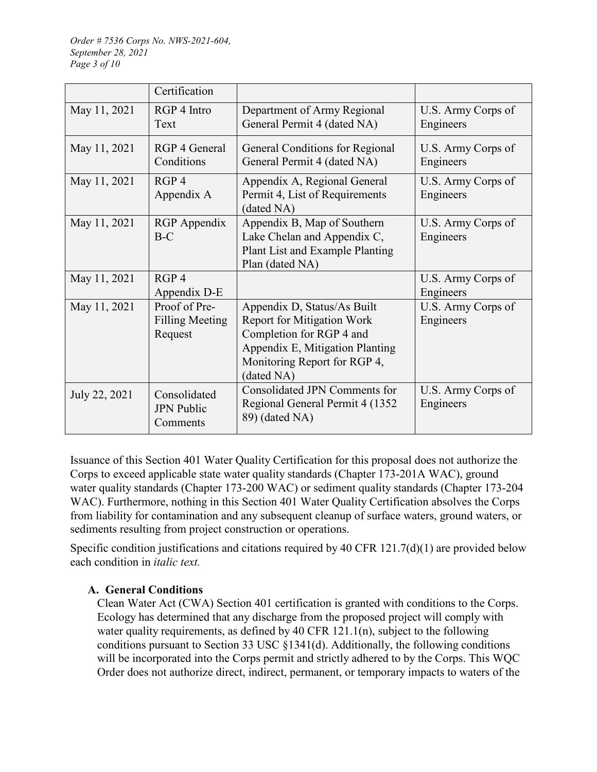| | Certification | | |
|---|---|---|---|
| May 11, 2021 | RGP 4 Intro Text | Department of Army Regional General Permit 4 (dated NA) | U.S. Army Corps of Engineers |
| May 11, 2021 | RGP 4 General Conditions | General Conditions for Regional General Permit 4 (dated NA) | U.S. Army Corps of Engineers |
| May 11, 2021 | RGP 4 Appendix A | Appendix A, Regional General Permit 4, List of Requirements (dated NA) | U.S. Army Corps of Engineers |
| May 11, 2021 | RGP Appendix B-C | Appendix B, Map of Southern Lake Chelan and Appendix C, Plant List and Example Planting Plan (dated NA) | U.S. Army Corps of Engineers |
| May 11, 2021 | RGP 4 Appendix D-E | | U.S. Army Corps of Engineers |
| May 11, 2021 | Proof of Pre-Filling Meeting Request | Appendix D, Status/As Built Report for Mitigation Work Completion for RGP 4 and Appendix E, Mitigation Planting Monitoring Report for RGP 4, (dated NA) | U.S. Army Corps of Engineers |
| July 22, 2021 | Consolidated JPN Public Comments | Consolidated JPN Comments for Regional General Permit 4 (1352 89) (dated NA) | U.S. Army Corps of Engineers |

Issuance of this Section 401 Water Quality Certification for this proposal does not authorize the Corps to exceed applicable state water quality standards (Chapter 173-201A WAC), ground water quality standards (Chapter 173-200 WAC) or sediment quality standards (Chapter 173-204 WAC). Furthermore, nothing in this Section 401 Water Quality Certification absolves the Corps from liability for contamination and any subsequent cleanup of surface waters, ground waters, or sediments resulting from project construction or operations.

Specific condition justifications and citations required by 40 CFR 121.7(d)(1) are provided below each condition in *italic text.*

### A. General Conditions

Clean Water Act (CWA) Section 401 certification is granted with conditions to the Corps. Ecology has determined that any discharge from the proposed project will comply with water quality requirements, as defined by 40 CFR 121.1(n), subject to the following conditions pursuant to Section 33 USC §1341(d). Additionally, the following conditions will be incorporated into the Corps permit and strictly adhered to by the Corps. This WQC Order does not authorize direct, indirect, permanent, or temporary impacts to waters of the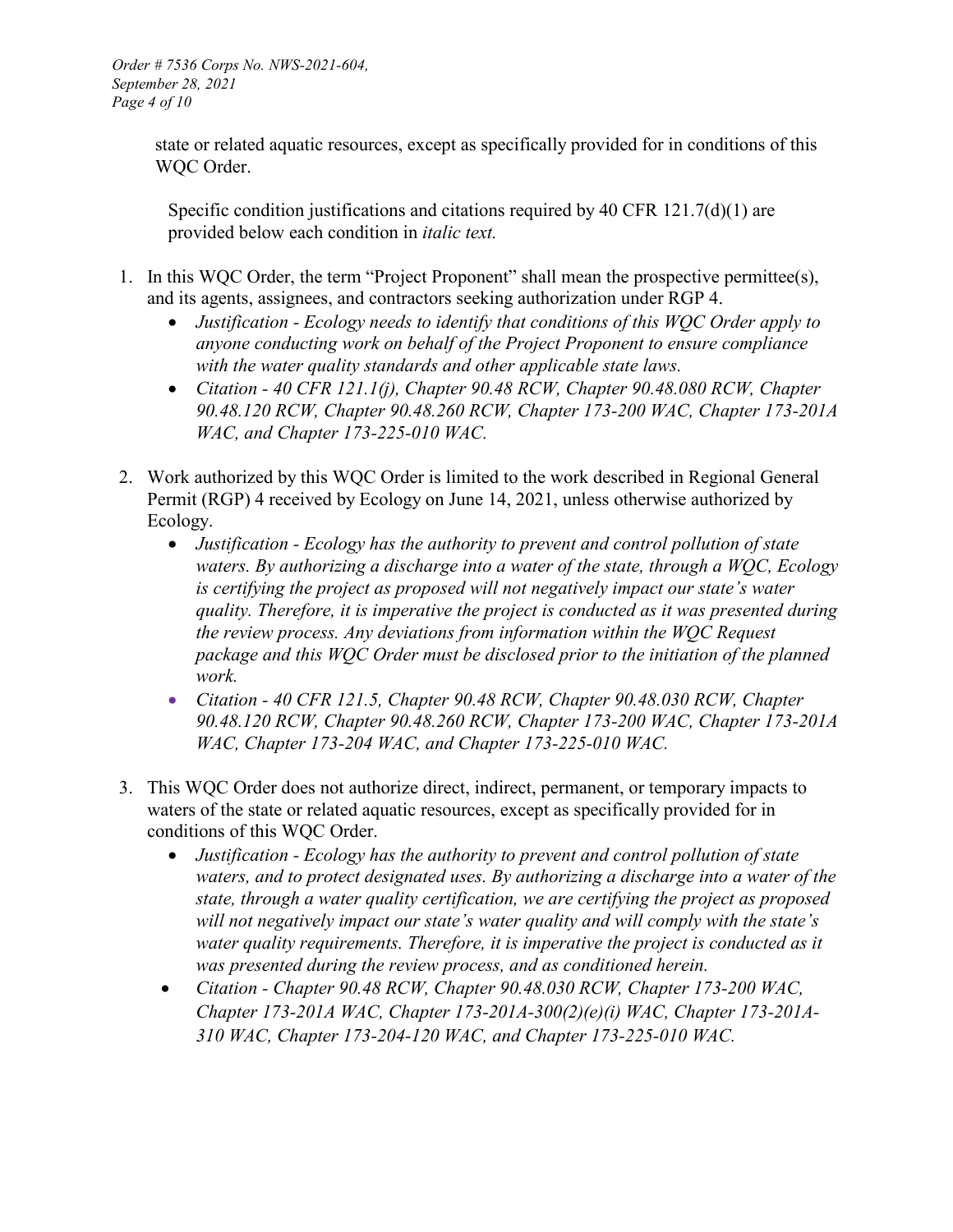state or related aquatic resources, except as specifically provided for in conditions of this WQC Order.

Specific condition justifications and citations required by 40 CFR 121.7(d)(1) are provided below each condition in *italic text.*

1. In this WQC Order, the term "Project Proponent" shall mean the prospective permittee(s), and its agents, assignees, and contractors seeking authorization under RGP 4.
   - *Justification - Ecology needs to identify that conditions of this WQC Order apply to anyone conducting work on behalf of the Project Proponent to ensure compliance with the water quality standards and other applicable state laws.*
   - *Citation - 40 CFR 121.1(j), Chapter 90.48 RCW, Chapter 90.48.080 RCW, Chapter 90.48.120 RCW, Chapter 90.48.260 RCW, Chapter 173-200 WAC, Chapter 173-201A WAC, and Chapter 173-225-010 WAC.*

2. Work authorized by this WQC Order is limited to the work described in Regional General Permit (RGP) 4 received by Ecology on June 14, 2021, unless otherwise authorized by Ecology.
   - *Justification - Ecology has the authority to prevent and control pollution of state waters. By authorizing a discharge into a water of the state, through a WQC, Ecology is certifying the project as proposed will not negatively impact our state's water quality. Therefore, it is imperative the project is conducted as it was presented during the review process. Any deviations from information within the WQC Request package and this WQC Order must be disclosed prior to the initiation of the planned work.*
   - *Citation - 40 CFR 121.5, Chapter 90.48 RCW, Chapter 90.48.030 RCW, Chapter 90.48.120 RCW, Chapter 90.48.260 RCW, Chapter 173-200 WAC, Chapter 173-201A WAC, Chapter 173-204 WAC, and Chapter 173-225-010 WAC.*

3. This WQC Order does not authorize direct, indirect, permanent, or temporary impacts to waters of the state or related aquatic resources, except as specifically provided for in conditions of this WQC Order.
   - *Justification - Ecology has the authority to prevent and control pollution of state waters, and to protect designated uses. By authorizing a discharge into a water of the state, through a water quality certification, we are certifying the project as proposed will not negatively impact our state's water quality and will comply with the state's water quality requirements. Therefore, it is imperative the project is conducted as it was presented during the review process, and as conditioned herein.*
   - *Citation - Chapter 90.48 RCW, Chapter 90.48.030 RCW, Chapter 173-200 WAC, Chapter 173-201A WAC, Chapter 173-201A-300(2)(e)(i) WAC, Chapter 173-201A-310 WAC, Chapter 173-204-120 WAC, and Chapter 173-225-010 WAC.*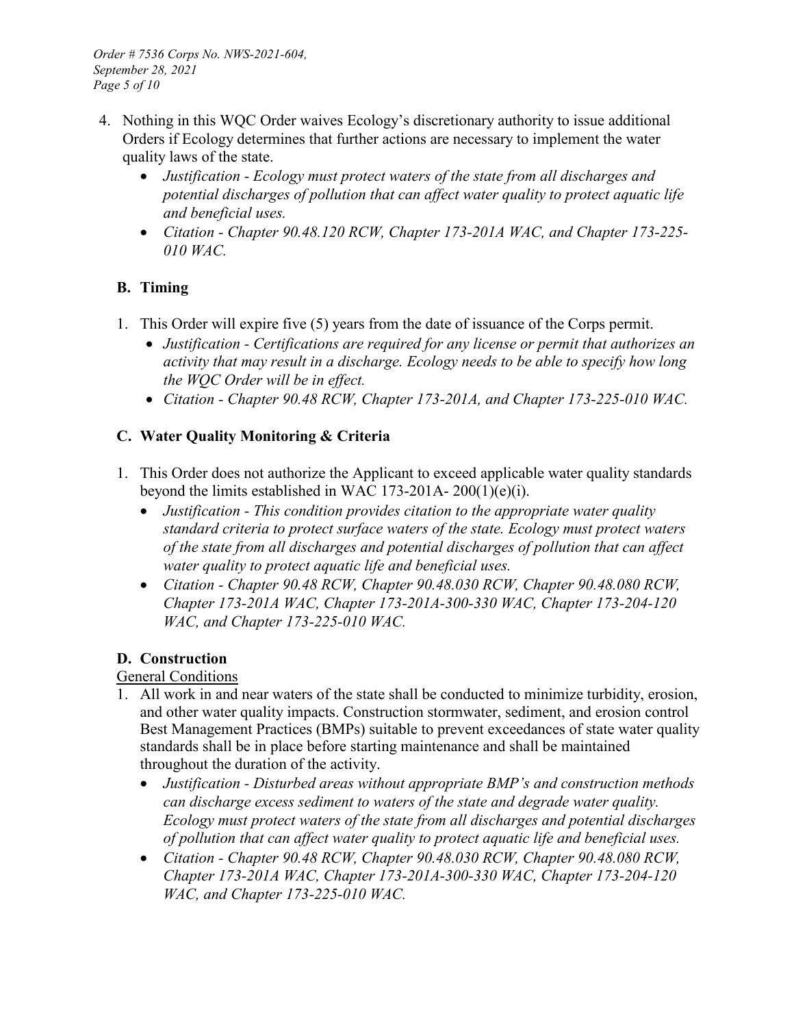4. Nothing in this WQC Order waives Ecology's discretionary authority to issue additional Orders if Ecology determines that further actions are necessary to implement the water quality laws of the state.
    - *Justification - Ecology must protect waters of the state from all discharges and potential discharges of pollution that can affect water quality to protect aquatic life and beneficial uses.*
    - *Citation - Chapter 90.48.120 RCW, Chapter 173-201A WAC, and Chapter 173-225-010 WAC.*

## B. Timing

1. This Order will expire five (5) years from the date of issuance of the Corps permit.
    - *Justification - Certifications are required for any license or permit that authorizes an activity that may result in a discharge. Ecology needs to be able to specify how long the WQC Order will be in effect.*
    - *Citation - Chapter 90.48 RCW, Chapter 173-201A, and Chapter 173-225-010 WAC.*

## C. Water Quality Monitoring & Criteria

1. This Order does not authorize the Applicant to exceed applicable water quality standards beyond the limits established in WAC 173-201A- 200(1)(e)(i).
    - *Justification - This condition provides citation to the appropriate water quality standard criteria to protect surface waters of the state. Ecology must protect waters of the state from all discharges and potential discharges of pollution that can affect water quality to protect aquatic life and beneficial uses.*
    - *Citation - Chapter 90.48 RCW, Chapter 90.48.030 RCW, Chapter 90.48.080 RCW, Chapter 173-201A WAC, Chapter 173-201A-300-330 WAC, Chapter 173-204-120 WAC, and Chapter 173-225-010 WAC.*

## D. Construction

General Conditions

1. All work in and near waters of the state shall be conducted to minimize turbidity, erosion, and other water quality impacts. Construction stormwater, sediment, and erosion control Best Management Practices (BMPs) suitable to prevent exceedances of state water quality standards shall be in place before starting maintenance and shall be maintained throughout the duration of the activity.
    - *Justification - Disturbed areas without appropriate BMP's and construction methods can discharge excess sediment to waters of the state and degrade water quality. Ecology must protect waters of the state from all discharges and potential discharges of pollution that can affect water quality to protect aquatic life and beneficial uses.*
    - *Citation - Chapter 90.48 RCW, Chapter 90.48.030 RCW, Chapter 90.48.080 RCW, Chapter 173-201A WAC, Chapter 173-201A-300-330 WAC, Chapter 173-204-120 WAC, and Chapter 173-225-010 WAC.*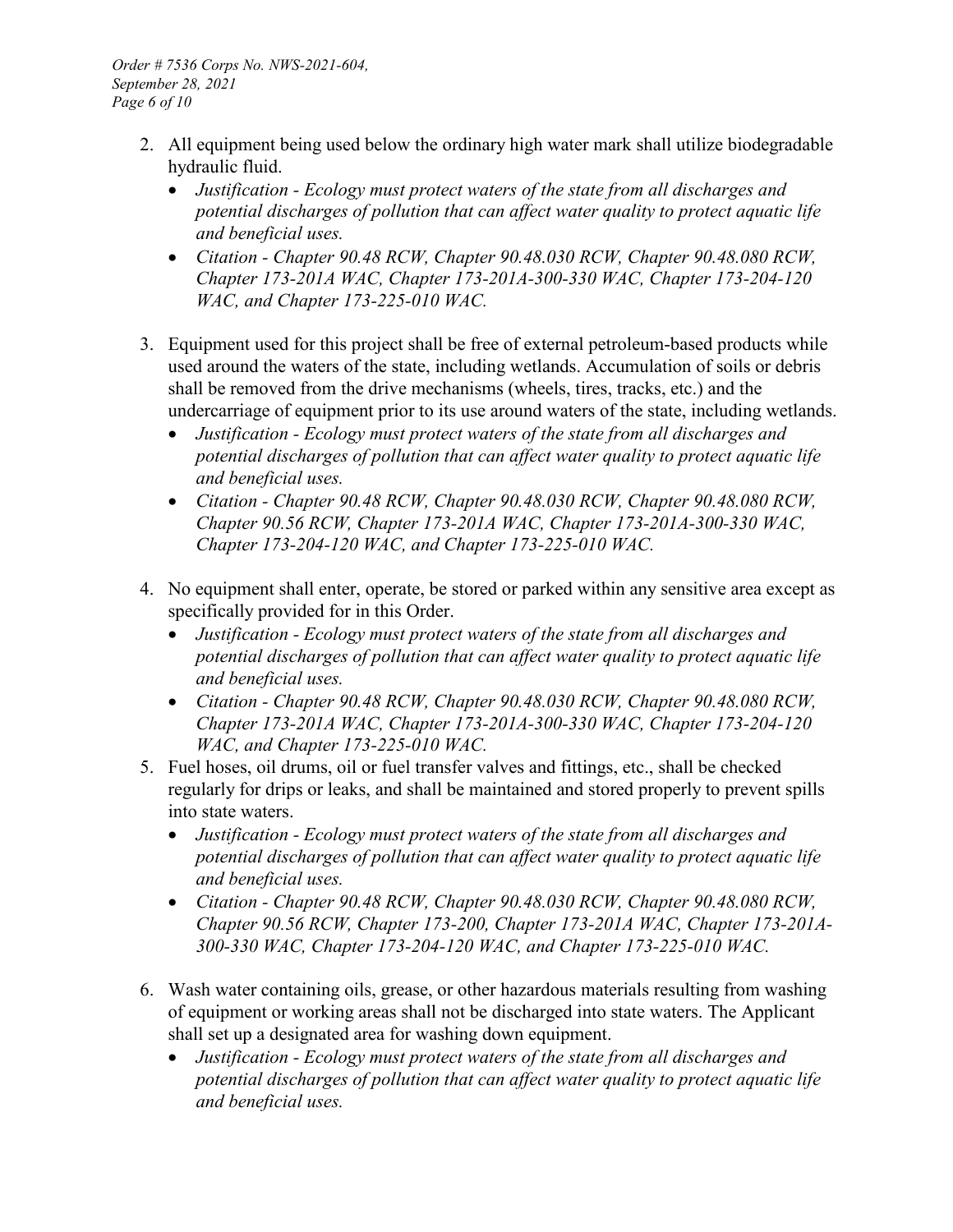2. All equipment being used below the ordinary high water mark shall utilize biodegradable hydraulic fluid.
   - *Justification - Ecology must protect waters of the state from all discharges and potential discharges of pollution that can affect water quality to protect aquatic life and beneficial uses.*
   - *Citation - Chapter 90.48 RCW, Chapter 90.48.030 RCW, Chapter 90.48.080 RCW, Chapter 173-201A WAC, Chapter 173-201A-300-330 WAC, Chapter 173-204-120 WAC, and Chapter 173-225-010 WAC.*

3. Equipment used for this project shall be free of external petroleum-based products while used around the waters of the state, including wetlands. Accumulation of soils or debris shall be removed from the drive mechanisms (wheels, tires, tracks, etc.) and the undercarriage of equipment prior to its use around waters of the state, including wetlands.
   - *Justification - Ecology must protect waters of the state from all discharges and potential discharges of pollution that can affect water quality to protect aquatic life and beneficial uses.*
   - *Citation - Chapter 90.48 RCW, Chapter 90.48.030 RCW, Chapter 90.48.080 RCW, Chapter 90.56 RCW, Chapter 173-201A WAC, Chapter 173-201A-300-330 WAC, Chapter 173-204-120 WAC, and Chapter 173-225-010 WAC.*

4. No equipment shall enter, operate, be stored or parked within any sensitive area except as specifically provided for in this Order.
   - *Justification - Ecology must protect waters of the state from all discharges and potential discharges of pollution that can affect water quality to protect aquatic life and beneficial uses.*
   - *Citation - Chapter 90.48 RCW, Chapter 90.48.030 RCW, Chapter 90.48.080 RCW, Chapter 173-201A WAC, Chapter 173-201A-300-330 WAC, Chapter 173-204-120 WAC, and Chapter 173-225-010 WAC.*

5. Fuel hoses, oil drums, oil or fuel transfer valves and fittings, etc., shall be checked regularly for drips or leaks, and shall be maintained and stored properly to prevent spills into state waters.
   - *Justification - Ecology must protect waters of the state from all discharges and potential discharges of pollution that can affect water quality to protect aquatic life and beneficial uses.*
   - *Citation - Chapter 90.48 RCW, Chapter 90.48.030 RCW, Chapter 90.48.080 RCW, Chapter 90.56 RCW, Chapter 173-200, Chapter 173-201A WAC, Chapter 173-201A-300-330 WAC, Chapter 173-204-120 WAC, and Chapter 173-225-010 WAC.*

6. Wash water containing oils, grease, or other hazardous materials resulting from washing of equipment or working areas shall not be discharged into state waters. The Applicant shall set up a designated area for washing down equipment.
   - *Justification - Ecology must protect waters of the state from all discharges and potential discharges of pollution that can affect water quality to protect aquatic life and beneficial uses.*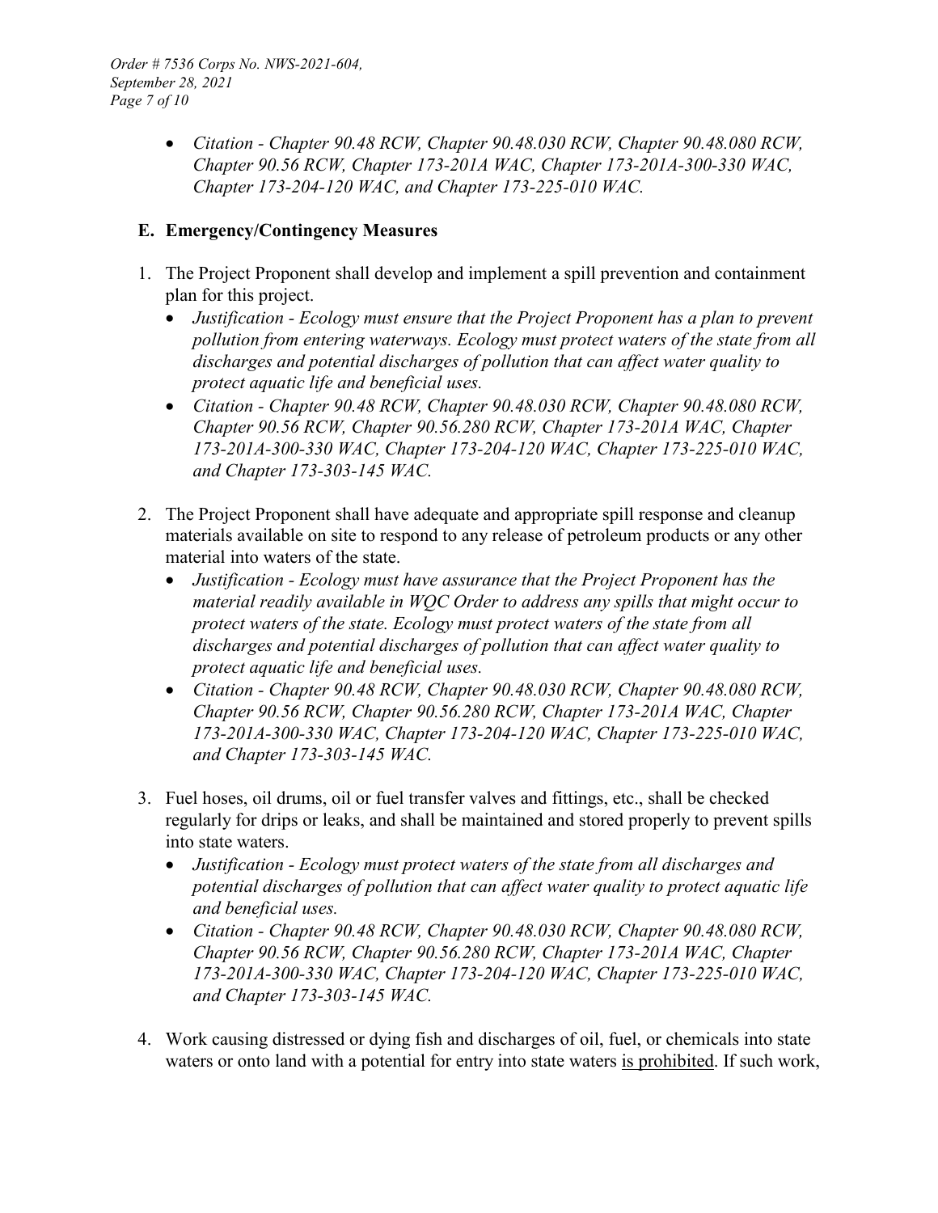- *Citation - Chapter 90.48 RCW, Chapter 90.48.030 RCW, Chapter 90.48.080 RCW, Chapter 90.56 RCW, Chapter 173-201A WAC, Chapter 173-201A-300-330 WAC, Chapter 173-204-120 WAC, and Chapter 173-225-010 WAC.*

## E. Emergency/Contingency Measures

1. The Project Proponent shall develop and implement a spill prevention and containment plan for this project.
   - *Justification - Ecology must ensure that the Project Proponent has a plan to prevent pollution from entering waterways. Ecology must protect waters of the state from all discharges and potential discharges of pollution that can affect water quality to protect aquatic life and beneficial uses.*
   - *Citation - Chapter 90.48 RCW, Chapter 90.48.030 RCW, Chapter 90.48.080 RCW, Chapter 90.56 RCW, Chapter 90.56.280 RCW, Chapter 173-201A WAC, Chapter 173-201A-300-330 WAC, Chapter 173-204-120 WAC, Chapter 173-225-010 WAC, and Chapter 173-303-145 WAC.*

2. The Project Proponent shall have adequate and appropriate spill response and cleanup materials available on site to respond to any release of petroleum products or any other material into waters of the state.
   - *Justification - Ecology must have assurance that the Project Proponent has the material readily available in WQC Order to address any spills that might occur to protect waters of the state. Ecology must protect waters of the state from all discharges and potential discharges of pollution that can affect water quality to protect aquatic life and beneficial uses.*
   - *Citation - Chapter 90.48 RCW, Chapter 90.48.030 RCW, Chapter 90.48.080 RCW, Chapter 90.56 RCW, Chapter 90.56.280 RCW, Chapter 173-201A WAC, Chapter 173-201A-300-330 WAC, Chapter 173-204-120 WAC, Chapter 173-225-010 WAC, and Chapter 173-303-145 WAC.*

3. Fuel hoses, oil drums, oil or fuel transfer valves and fittings, etc., shall be checked regularly for drips or leaks, and shall be maintained and stored properly to prevent spills into state waters.
   - *Justification - Ecology must protect waters of the state from all discharges and potential discharges of pollution that can affect water quality to protect aquatic life and beneficial uses.*
   - *Citation - Chapter 90.48 RCW, Chapter 90.48.030 RCW, Chapter 90.48.080 RCW, Chapter 90.56 RCW, Chapter 90.56.280 RCW, Chapter 173-201A WAC, Chapter 173-201A-300-330 WAC, Chapter 173-204-120 WAC, Chapter 173-225-010 WAC, and Chapter 173-303-145 WAC.*

4. Work causing distressed or dying fish and discharges of oil, fuel, or chemicals into state waters or onto land with a potential for entry into state waters is prohibited. If such work,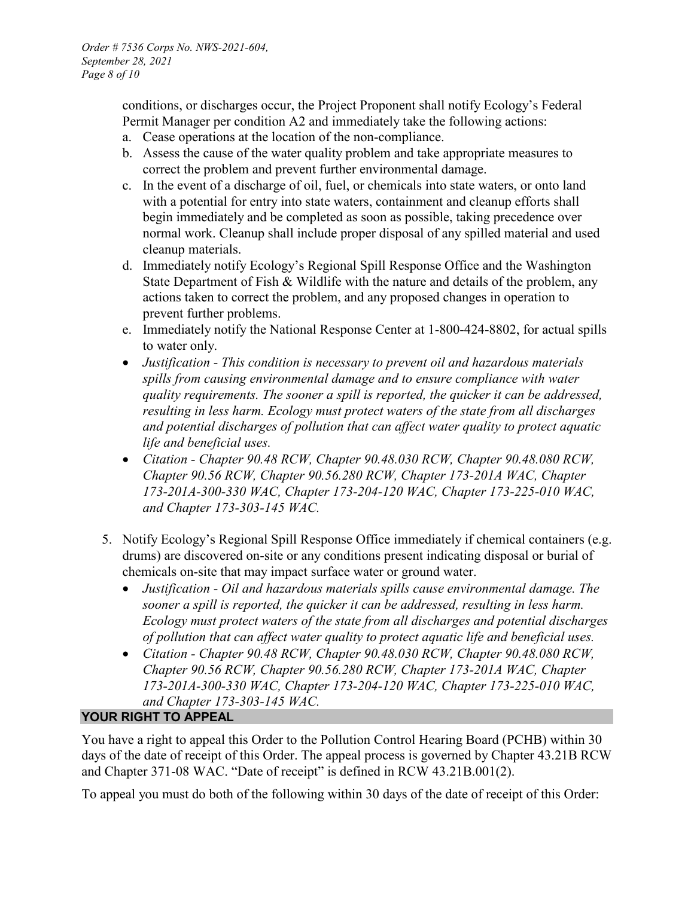conditions, or discharges occur, the Project Proponent shall notify Ecology's Federal Permit Manager per condition A2 and immediately take the following actions:

   a. Cease operations at the location of the non-compliance.
   b. Assess the cause of the water quality problem and take appropriate measures to correct the problem and prevent further environmental damage.
   c. In the event of a discharge of oil, fuel, or chemicals into state waters, or onto land with a potential for entry into state waters, containment and cleanup efforts shall begin immediately and be completed as soon as possible, taking precedence over normal work. Cleanup shall include proper disposal of any spilled material and used cleanup materials.
   d. Immediately notify Ecology's Regional Spill Response Office and the Washington State Department of Fish & Wildlife with the nature and details of the problem, any actions taken to correct the problem, and any proposed changes in operation to prevent further problems.
   e. Immediately notify the National Response Center at 1-800-424-8802, for actual spills to water only.

   - *Justification - This condition is necessary to prevent oil and hazardous materials spills from causing environmental damage and to ensure compliance with water quality requirements. The sooner a spill is reported, the quicker it can be addressed, resulting in less harm. Ecology must protect waters of the state from all discharges and potential discharges of pollution that can affect water quality to protect aquatic life and beneficial uses.*
   - *Citation - Chapter 90.48 RCW, Chapter 90.48.030 RCW, Chapter 90.48.080 RCW, Chapter 90.56 RCW, Chapter 90.56.280 RCW, Chapter 173-201A WAC, Chapter 173-201A-300-330 WAC, Chapter 173-204-120 WAC, Chapter 173-225-010 WAC, and Chapter 173-303-145 WAC.*

5. Notify Ecology's Regional Spill Response Office immediately if chemical containers (e.g. drums) are discovered on-site or any conditions present indicating disposal or burial of chemicals on-site that may impact surface water or ground water.
   - *Justification - Oil and hazardous materials spills cause environmental damage. The sooner a spill is reported, the quicker it can be addressed, resulting in less harm. Ecology must protect waters of the state from all discharges and potential discharges of pollution that can affect water quality to protect aquatic life and beneficial uses.*
   - *Citation - Chapter 90.48 RCW, Chapter 90.48.030 RCW, Chapter 90.48.080 RCW, Chapter 90.56 RCW, Chapter 90.56.280 RCW, Chapter 173-201A WAC, Chapter 173-201A-300-330 WAC, Chapter 173-204-120 WAC, Chapter 173-225-010 WAC, and Chapter 173-303-145 WAC.*

## YOUR RIGHT TO APPEAL

You have a right to appeal this Order to the Pollution Control Hearing Board (PCHB) within 30 days of the date of receipt of this Order. The appeal process is governed by Chapter 43.21B RCW and Chapter 371-08 WAC. "Date of receipt" is defined in RCW 43.21B.001(2).

To appeal you must do both of the following within 30 days of the date of receipt of this Order: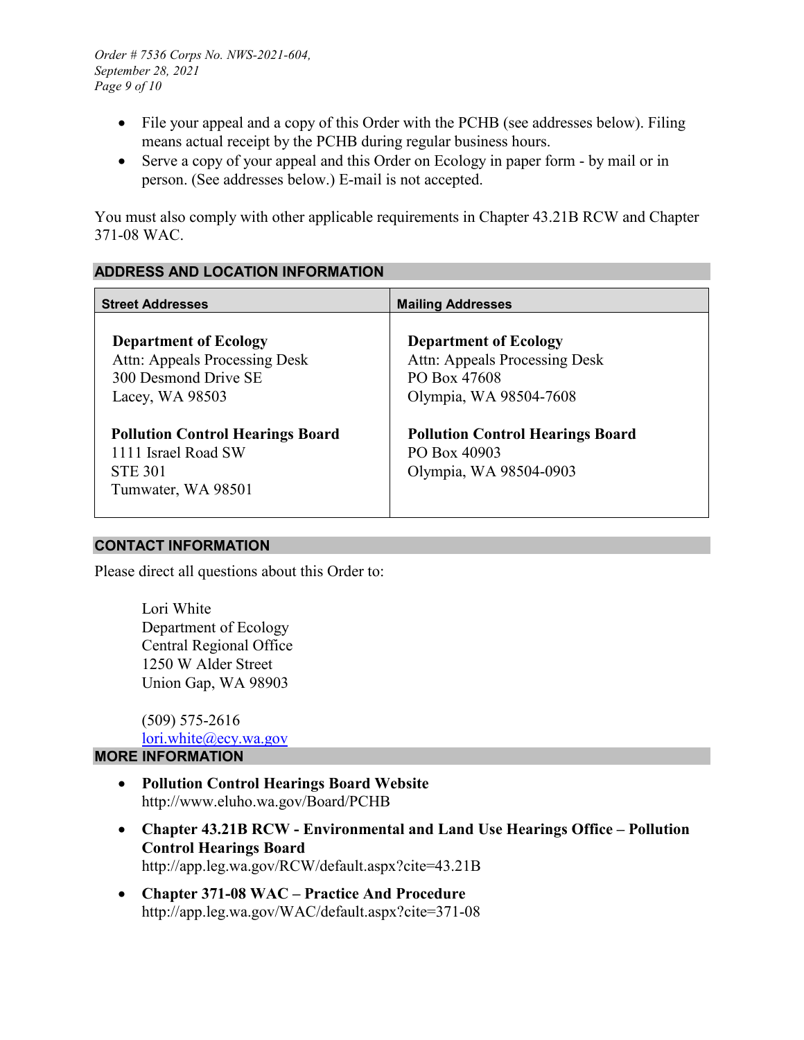- File your appeal and a copy of this Order with the PCHB (see addresses below). Filing means actual receipt by the PCHB during regular business hours.
- Serve a copy of your appeal and this Order on Ecology in paper form - by mail or in person. (See addresses below.) E-mail is not accepted.

You must also comply with other applicable requirements in Chapter 43.21B RCW and Chapter 371-08 WAC.

## ADDRESS AND LOCATION INFORMATION

| Street Addresses | Mailing Addresses |
|---|---|
| **Department of Ecology**<br>Attn: Appeals Processing Desk<br>300 Desmond Drive SE<br>Lacey, WA 98503 | **Department of Ecology**<br>Attn: Appeals Processing Desk<br>PO Box 47608<br>Olympia, WA 98504-7608 |
| **Pollution Control Hearings Board**<br>1111 Israel Road SW<br>STE 301<br>Tumwater, WA 98501 | **Pollution Control Hearings Board**<br>PO Box 40903<br>Olympia, WA 98504-0903 |

## CONTACT INFORMATION

Please direct all questions about this Order to:

Lori White
Department of Ecology
Central Regional Office
1250 W Alder Street
Union Gap, WA 98903

(509) 575-2616
lori.white@ecy.wa.gov

## MORE INFORMATION

- **Pollution Control Hearings Board Website**
  http://www.eluho.wa.gov/Board/PCHB
- **Chapter 43.21B RCW - Environmental and Land Use Hearings Office – Pollution Control Hearings Board**
  http://app.leg.wa.gov/RCW/default.aspx?cite=43.21B
- **Chapter 371-08 WAC – Practice And Procedure**
  http://app.leg.wa.gov/WAC/default.aspx?cite=371-08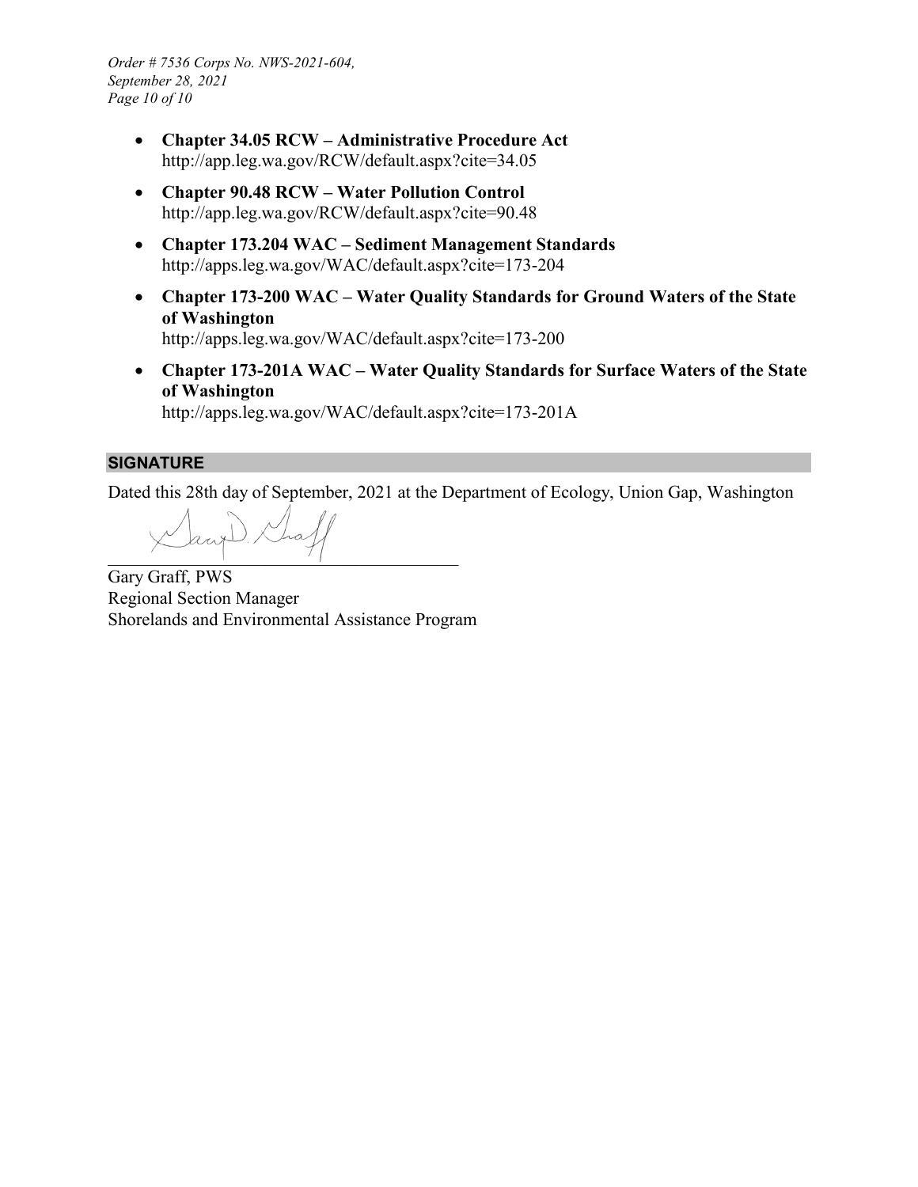- **Chapter 34.05 RCW – Administrative Procedure Act**
  http://app.leg.wa.gov/RCW/default.aspx?cite=34.05
- **Chapter 90.48 RCW – Water Pollution Control**
  http://app.leg.wa.gov/RCW/default.aspx?cite=90.48
- **Chapter 173.204 WAC – Sediment Management Standards**
  http://apps.leg.wa.gov/WAC/default.aspx?cite=173-204
- **Chapter 173-200 WAC – Water Quality Standards for Ground Waters of the State of Washington**
  http://apps.leg.wa.gov/WAC/default.aspx?cite=173-200
- **Chapter 173-201A WAC – Water Quality Standards for Surface Waters of the State of Washington**
  http://apps.leg.wa.gov/WAC/default.aspx?cite=173-201A

## SIGNATURE

Dated this 28th day of September, 2021 at the Department of Ecology, Union Gap, Washington

\_\_\_\_\_\_\_\_\_\_\_\_\_\_\_\_\_\_\_\_\_\_\_\_\_\_\_\_\_\_\_\_\_\_\_\_\_\_\_\_

Gary Graff, PWS
Regional Section Manager
Shorelands and Environmental Assistance Program